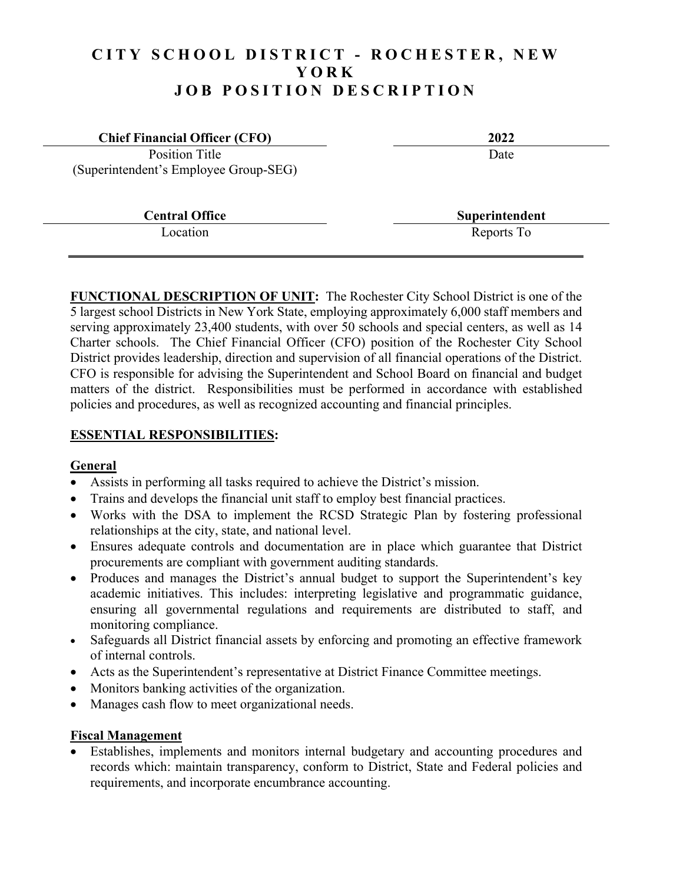# CITY SCHOOL DISTRICT - ROCHESTER, NEW YORK
# JOB POSITION DESCRIPTION

| **Chief Financial Officer (CFO)** | **2022** |
|---|---|
| Position Title<br>(Superintendent's Employee Group-SEG) | Date |
| **Central Office** | **Superintendent** |
| Location | Reports To |

**FUNCTIONAL DESCRIPTION OF UNIT:** The Rochester City School District is one of the 5 largest school Districts in New York State, employing approximately 6,000 staff members and serving approximately 23,400 students, with over 50 schools and special centers, as well as 14 Charter schools. The Chief Financial Officer (CFO) position of the Rochester City School District provides leadership, direction and supervision of all financial operations of the District. CFO is responsible for advising the Superintendent and School Board on financial and budget matters of the district. Responsibilities must be performed in accordance with established policies and procedures, as well as recognized accounting and financial principles.

## ESSENTIAL RESPONSIBILITIES:

### General

- Assists in performing all tasks required to achieve the District's mission.
- Trains and develops the financial unit staff to employ best financial practices.
- Works with the DSA to implement the RCSD Strategic Plan by fostering professional relationships at the city, state, and national level.
- Ensures adequate controls and documentation are in place which guarantee that District procurements are compliant with government auditing standards.
- Produces and manages the District's annual budget to support the Superintendent's key academic initiatives. This includes: interpreting legislative and programmatic guidance, ensuring all governmental regulations and requirements are distributed to staff, and monitoring compliance.
- Safeguards all District financial assets by enforcing and promoting an effective framework of internal controls.
- Acts as the Superintendent's representative at District Finance Committee meetings.
- Monitors banking activities of the organization.
- Manages cash flow to meet organizational needs.

### Fiscal Management

- Establishes, implements and monitors internal budgetary and accounting procedures and records which: maintain transparency, conform to District, State and Federal policies and requirements, and incorporate encumbrance accounting.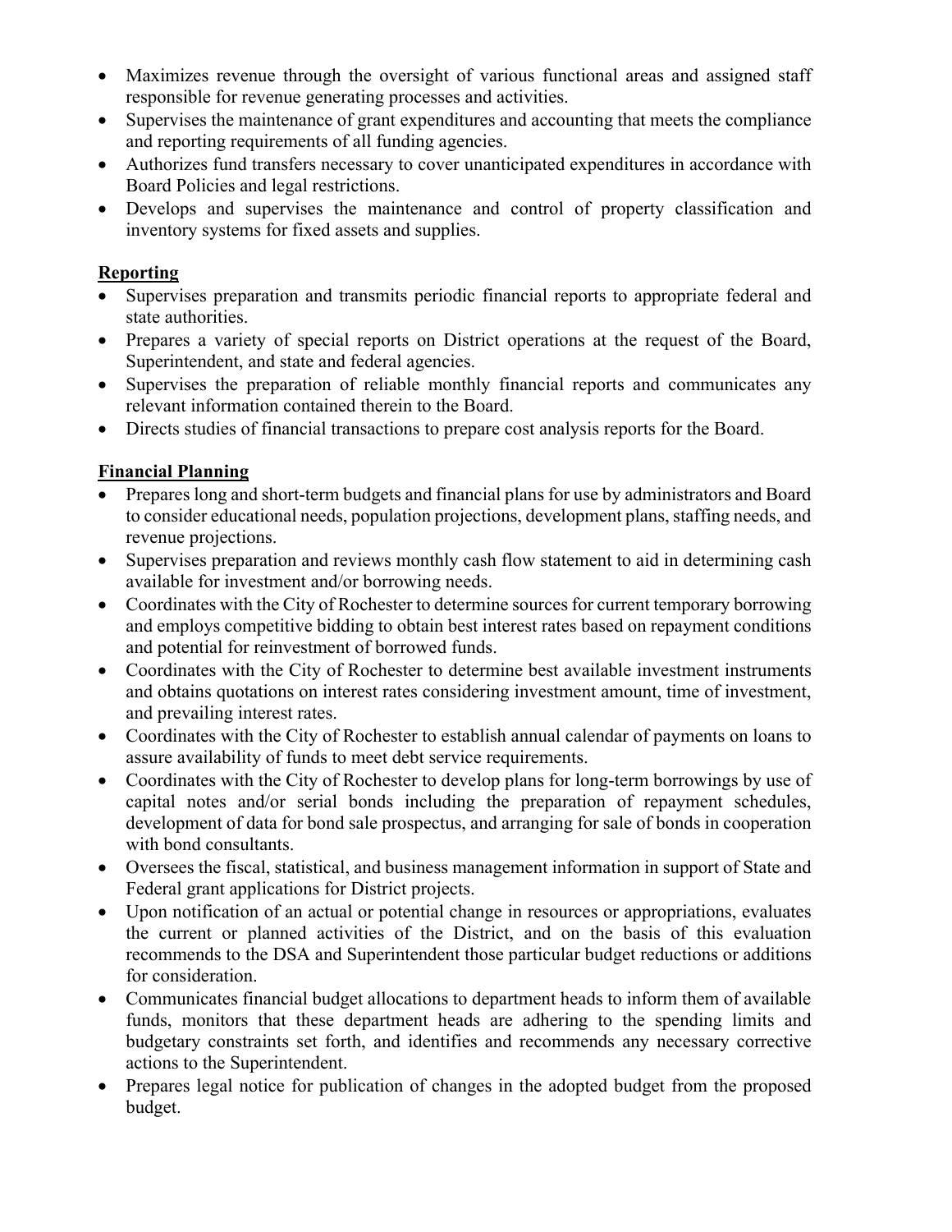- Maximizes revenue through the oversight of various functional areas and assigned staff responsible for revenue generating processes and activities.
- Supervises the maintenance of grant expenditures and accounting that meets the compliance and reporting requirements of all funding agencies.
- Authorizes fund transfers necessary to cover unanticipated expenditures in accordance with Board Policies and legal restrictions.
- Develops and supervises the maintenance and control of property classification and inventory systems for fixed assets and supplies.

**Reporting**

- Supervises preparation and transmits periodic financial reports to appropriate federal and state authorities.
- Prepares a variety of special reports on District operations at the request of the Board, Superintendent, and state and federal agencies.
- Supervises the preparation of reliable monthly financial reports and communicates any relevant information contained therein to the Board.
- Directs studies of financial transactions to prepare cost analysis reports for the Board.

**Financial Planning**

- Prepares long and short-term budgets and financial plans for use by administrators and Board to consider educational needs, population projections, development plans, staffing needs, and revenue projections.
- Supervises preparation and reviews monthly cash flow statement to aid in determining cash available for investment and/or borrowing needs.
- Coordinates with the City of Rochester to determine sources for current temporary borrowing and employs competitive bidding to obtain best interest rates based on repayment conditions and potential for reinvestment of borrowed funds.
- Coordinates with the City of Rochester to determine best available investment instruments and obtains quotations on interest rates considering investment amount, time of investment, and prevailing interest rates.
- Coordinates with the City of Rochester to establish annual calendar of payments on loans to assure availability of funds to meet debt service requirements.
- Coordinates with the City of Rochester to develop plans for long-term borrowings by use of capital notes and/or serial bonds including the preparation of repayment schedules, development of data for bond sale prospectus, and arranging for sale of bonds in cooperation with bond consultants.
- Oversees the fiscal, statistical, and business management information in support of State and Federal grant applications for District projects.
- Upon notification of an actual or potential change in resources or appropriations, evaluates the current or planned activities of the District, and on the basis of this evaluation recommends to the DSA and Superintendent those particular budget reductions or additions for consideration.
- Communicates financial budget allocations to department heads to inform them of available funds, monitors that these department heads are adhering to the spending limits and budgetary constraints set forth, and identifies and recommends any necessary corrective actions to the Superintendent.
- Prepares legal notice for publication of changes in the adopted budget from the proposed budget.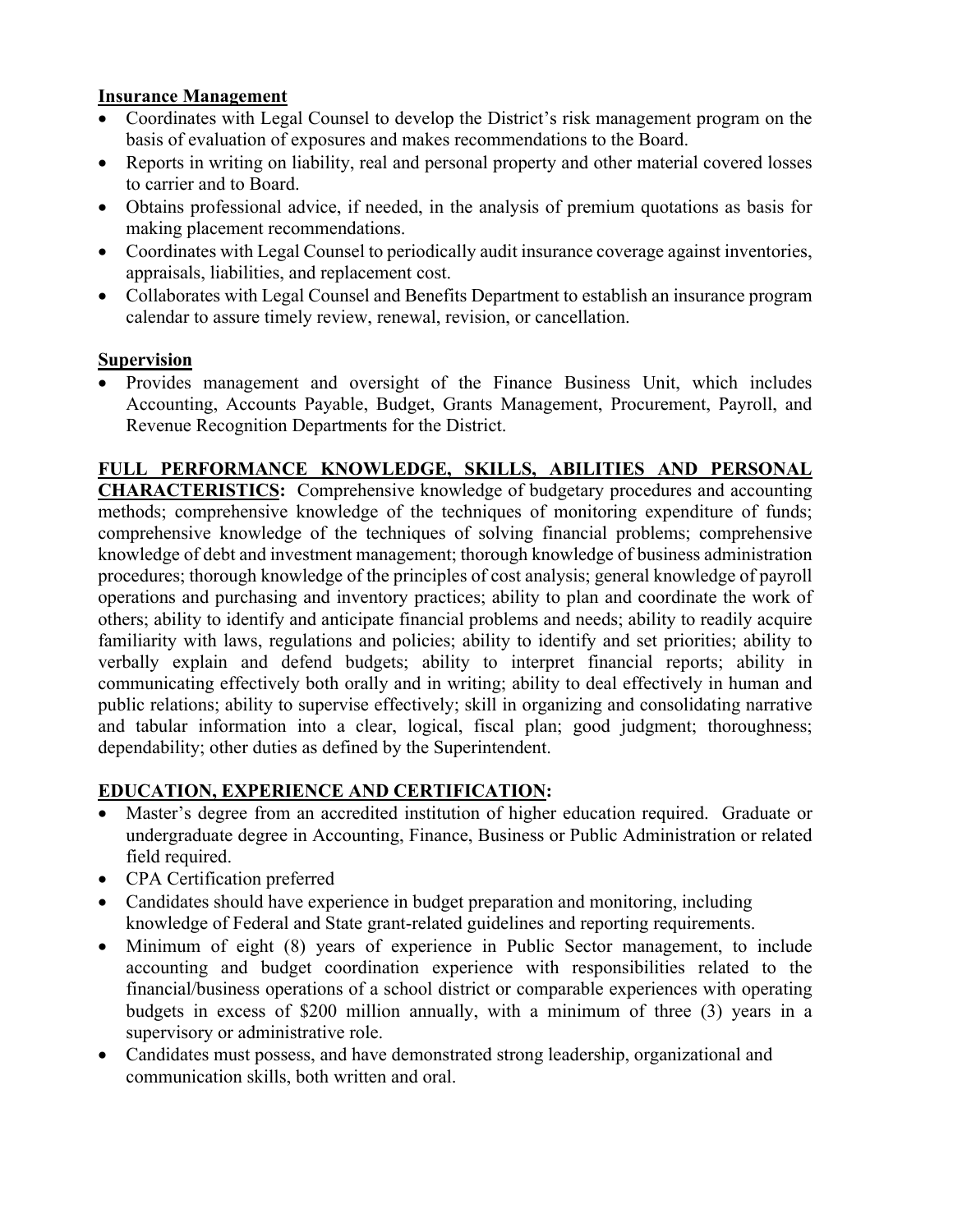**<u>Insurance Management</u>**

- Coordinates with Legal Counsel to develop the District's risk management program on the basis of evaluation of exposures and makes recommendations to the Board.
- Reports in writing on liability, real and personal property and other material covered losses to carrier and to Board.
- Obtains professional advice, if needed, in the analysis of premium quotations as basis for making placement recommendations.
- Coordinates with Legal Counsel to periodically audit insurance coverage against inventories, appraisals, liabilities, and replacement cost.
- Collaborates with Legal Counsel and Benefits Department to establish an insurance program calendar to assure timely review, renewal, revision, or cancellation.

**<u>Supervision</u>**

- Provides management and oversight of the Finance Business Unit, which includes Accounting, Accounts Payable, Budget, Grants Management, Procurement, Payroll, and Revenue Recognition Departments for the District.

**<u>FULL PERFORMANCE KNOWLEDGE, SKILLS, ABILITIES AND PERSONAL CHARACTERISTICS</u>:** Comprehensive knowledge of budgetary procedures and accounting methods; comprehensive knowledge of the techniques of monitoring expenditure of funds; comprehensive knowledge of the techniques of solving financial problems; comprehensive knowledge of debt and investment management; thorough knowledge of business administration procedures; thorough knowledge of the principles of cost analysis; general knowledge of payroll operations and purchasing and inventory practices; ability to plan and coordinate the work of others; ability to identify and anticipate financial problems and needs; ability to readily acquire familiarity with laws, regulations and policies; ability to identify and set priorities; ability to verbally explain and defend budgets; ability to interpret financial reports; ability in communicating effectively both orally and in writing; ability to deal effectively in human and public relations; ability to supervise effectively; skill in organizing and consolidating narrative and tabular information into a clear, logical, fiscal plan; good judgment; thoroughness; dependability; other duties as defined by the Superintendent.

**<u>EDUCATION, EXPERIENCE AND CERTIFICATION</u>:**

- Master's degree from an accredited institution of higher education required. Graduate or undergraduate degree in Accounting, Finance, Business or Public Administration or related field required.
- CPA Certification preferred
- Candidates should have experience in budget preparation and monitoring, including knowledge of Federal and State grant-related guidelines and reporting requirements.
- Minimum of eight (8) years of experience in Public Sector management, to include accounting and budget coordination experience with responsibilities related to the financial/business operations of a school district or comparable experiences with operating budgets in excess of $200 million annually, with a minimum of three (3) years in a supervisory or administrative role.
- Candidates must possess, and have demonstrated strong leadership, organizational and communication skills, both written and oral.